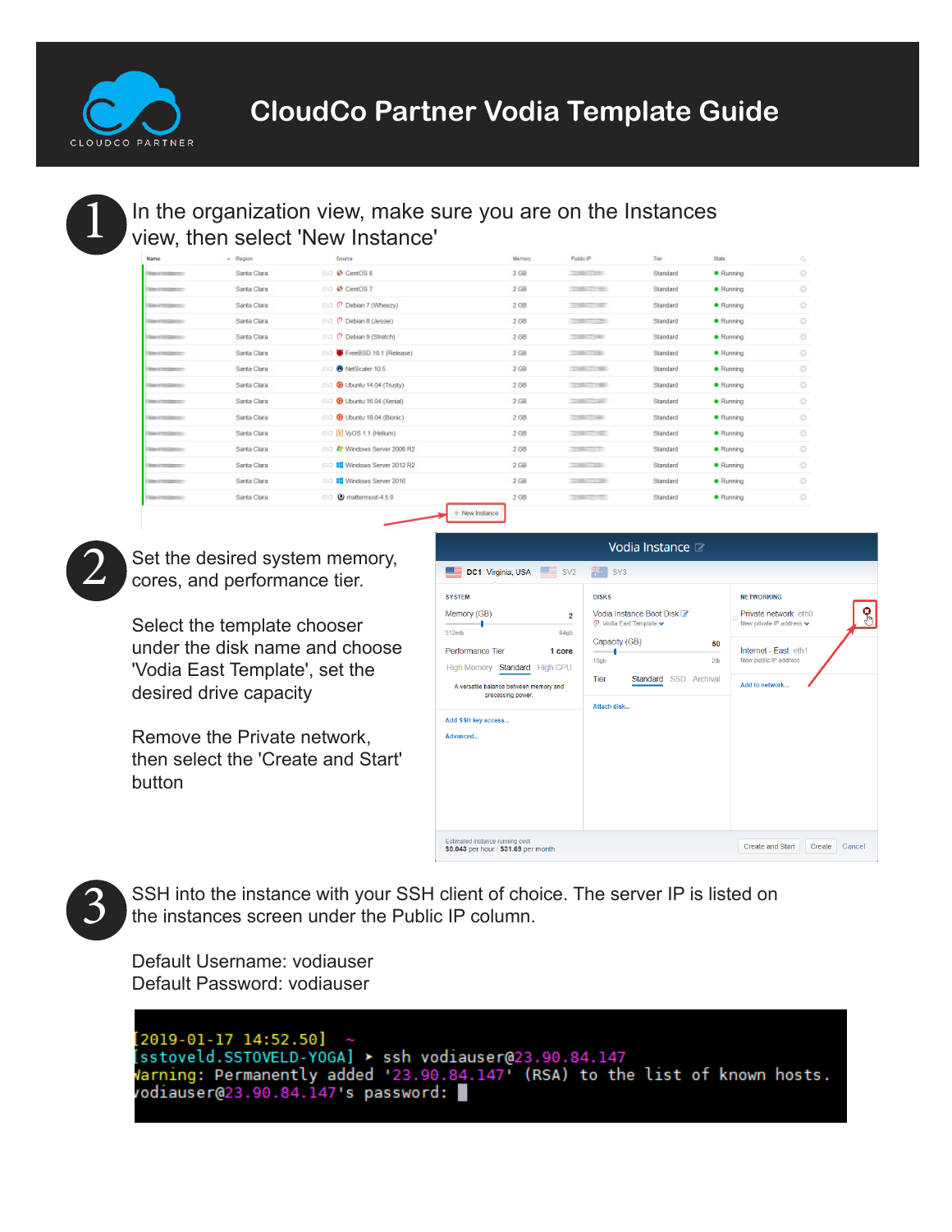# CloudCo Partner Vodia Template Guide

1. In the organization view, make sure you are on the Instances view, then select 'New Instance'

2. Set the desired system memory, cores, and performance tier.

   Select the template chooser under the disk name and choose 'Vodia East Template', set the desired drive capacity

   Remove the Private network, then select the 'Create and Start' button

3. SSH into the instance with your SSH client of choice. The server IP is listed on the instances screen under the Public IP column.

   Default Username: vodiauser
   Default Password: vodiauser

```
[2019-01-17 14:52.50]  ~
[sstoveld.SSTOVELD-YOGA] ➤ ssh vodiauser@23.90.84.147
Warning: Permanently added '23.90.84.147' (RSA) to the list of known hosts.
vodiauser@23.90.84.147's password:
```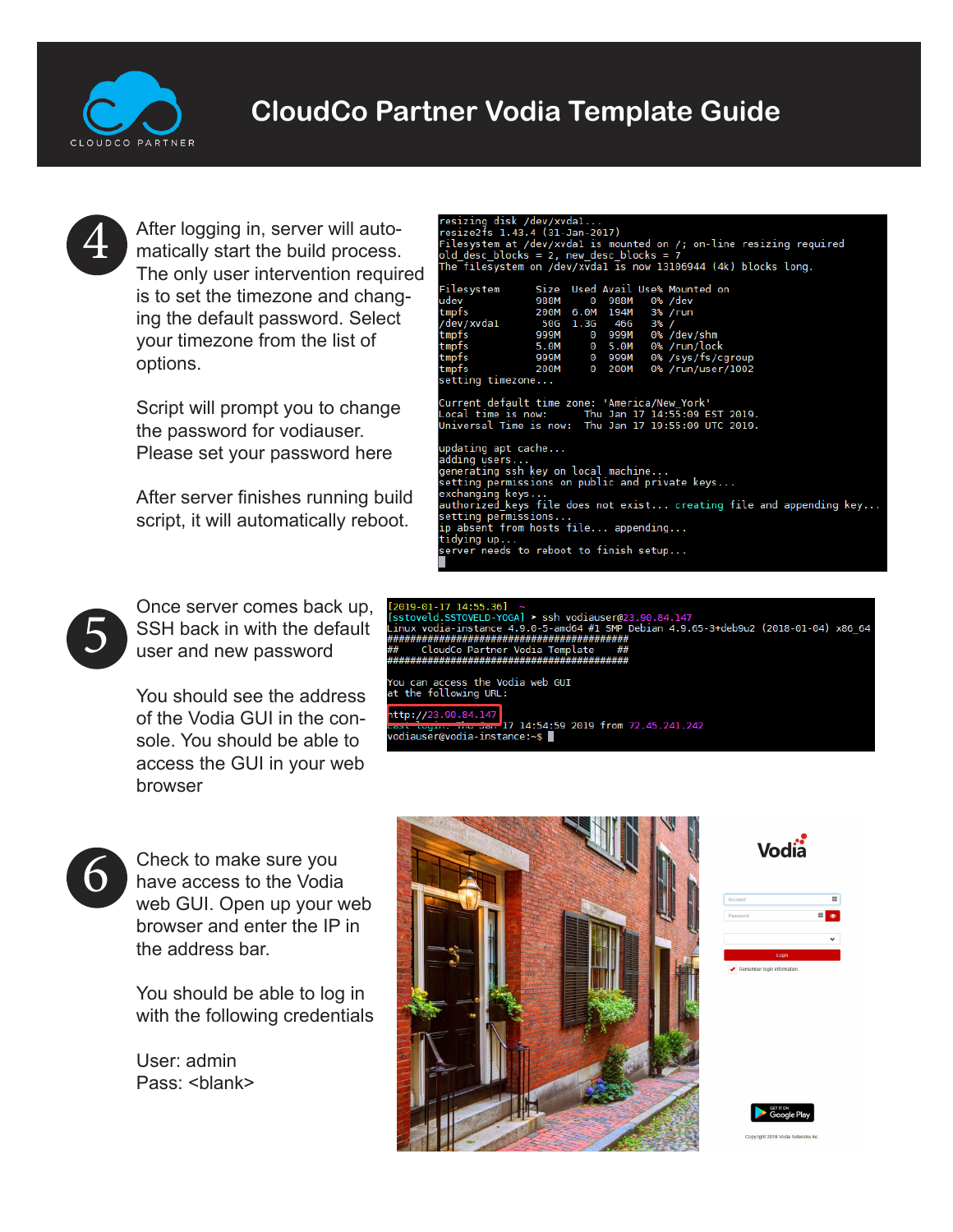# CloudCo Partner Vodia Template Guide

**4** After logging in, server will automatically start the build process. The only user intervention required is to set the timezone and changing the default password. Select your timezone from the list of options.

Script will prompt you to change the password for vodiauser. Please set your password here

After server finishes running build script, it will automatically reboot.

```
resizing disk /dev/xvda1...
resize2fs 1.43.4 (31-Jan-2017)
Filesystem at /dev/xvda1 is mounted on /; on-line resizing required
old_desc_blocks = 2, new_desc_blocks = 7
The filesystem on /dev/xvda1 is now 13106944 (4k) blocks long.

Filesystem      Size  Used Avail Use% Mounted on
udev            988M     0  988M   0% /dev
tmpfs           200M  6.0M  194M   3% /run
/dev/xvda1       50G  1.3G   46G   3% /
tmpfs           999M     0  999M   0% /dev/shm
tmpfs           5.0M     0  5.0M   0% /run/lock
tmpfs           999M     0  999M   0% /sys/fs/cgroup
tmpfs           200M     0  200M   0% /run/user/1002
setting timezone...

Current default time zone: 'America/New_York'
Local time is now:      Thu Jan 17 14:55:09 EST 2019.
Universal Time is now:  Thu Jan 17 19:55:09 UTC 2019.

updating apt cache...
adding users...
generating ssh key on local machine...
setting permissions on public and private keys...
exchanging keys...
authorized_keys file does not exist... creating file and appending key...
setting permissions...
ip absent from hosts file... appending...
tidying up...
server needs to reboot to finish setup...
```

**5** Once server comes back up, SSH back in with the default user and new password

You should see the address of the Vodia GUI in the console. You should be able to access the GUI in your web browser

```
[2019-01-17 14:55.36]  ~
[sstoveld.SSTOVELD-YOGA] ➤ ssh vodiauser@23.90.84.147
Linux vodia-instance 4.9.0-5-amd64 #1 SMP Debian 4.9.65-3+deb9u2 (2018-01-04) x86_64
############################################
##    CloudCo Partner Vodia Template    ##
############################################

You can access the Vodia web GUI
at the following URL:

http://23.90.84.147
Last login: Thu Jan 17 14:54:59 2019 from 72.45.241.242
vodiauser@vodia-instance:~$
```

**6** Check to make sure you have access to the Vodia web GUI. Open up your web browser and enter the IP in the address bar.

You should be able to log in with the following credentials

User: admin
Pass: <blank>